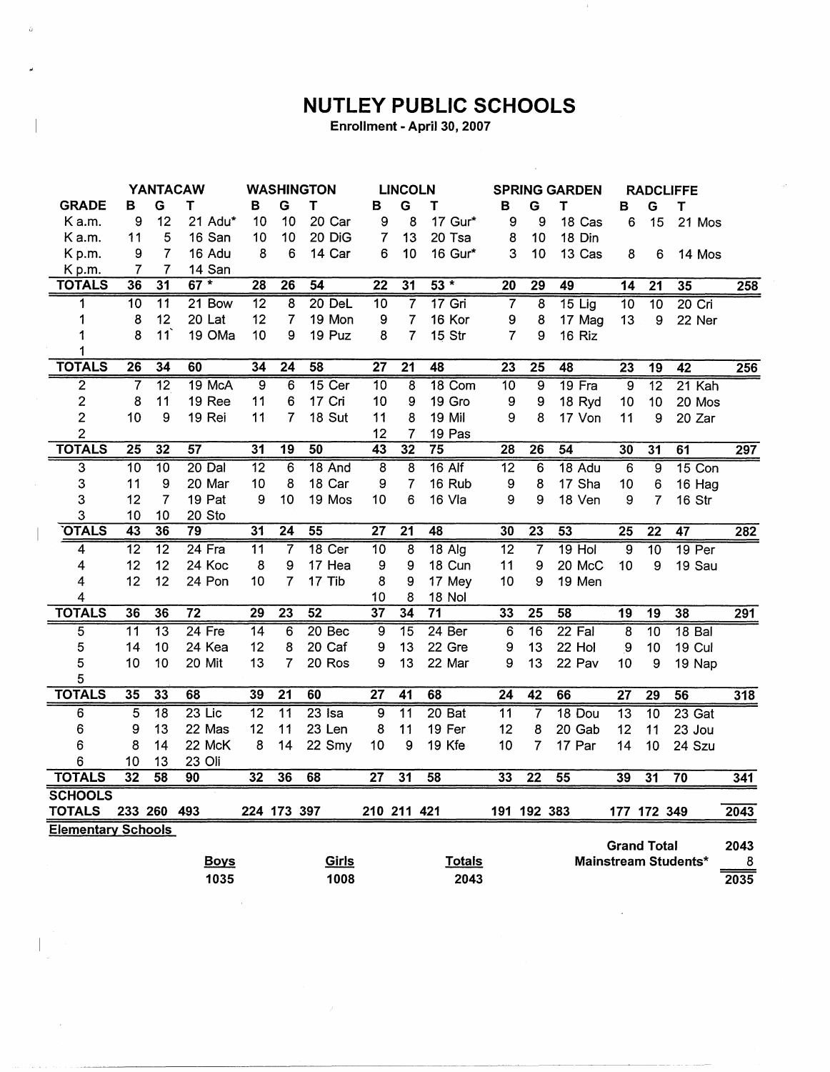# NUTLEY PUBLIC SCHOOLS

Enrollment - April 30, 2007

| | YANTACAW | | | WASHINGTON | | | LINCOLN | | | SPRING GARDEN | | | RADCLIFFE | | | |
|---|---|---|---|---|---|---|---|---|---|---|---|---|---|---|---|---|
| GRADE | B | G | T | B | G | T | B | G | T | B | G | T | B | G | T | |
| K a.m. | 9 | 12 | 21 Adu* | 10 | 10 | 20 Car | 9 | 8 | 17 Gur* | 9 | 9 | 18 Cas | 6 | 15 | 21 Mos | |
| K a.m. | 11 | 5 | 16 San | 10 | 10 | 20 DiG | 7 | 13 | 20 Tsa | 8 | 10 | 18 Din | | | | |
| K p.m. | 9 | 7 | 16 Adu | 8 | 6 | 14 Car | 6 | 10 | 16 Gur* | 3 | 10 | 13 Cas | 8 | 6 | 14 Mos | |
| K p.m. | 7 | 7 | 14 San | | | | | | | | | | | | | |
| TOTALS | 36 | 31 | 67 * | 28 | 26 | 54 | 22 | 31 | 53 * | 20 | 29 | 49 | 14 | 21 | 35 | 258 |
| 1 | 10 | 11 | 21 Bow | 12 | 8 | 20 DeL | 10 | 7 | 17 Gri | 7 | 8 | 15 Lig | 10 | 10 | 20 Cri | |
| 1 | 8 | 12 | 20 Lat | 12 | 7 | 19 Mon | 9 | 7 | 16 Kor | 9 | 8 | 17 Mag | 13 | 9 | 22 Ner | |
| 1 | 8 | 11 | 19 OMa | 10 | 9 | 19 Puz | 8 | 7 | 15 Str | 7 | 9 | 16 Riz | | | | |
| 1 | | | | | | | | | | | | | | | | |
| TOTALS | 26 | 34 | 60 | 34 | 24 | 58 | 27 | 21 | 48 | 23 | 25 | 48 | 23 | 19 | 42 | 256 |
| 2 | 7 | 12 | 19 McA | 9 | 6 | 15 Cer | 10 | 8 | 18 Com | 10 | 9 | 19 Fra | 9 | 12 | 21 Kah | |
| 2 | 8 | 11 | 19 Ree | 11 | 6 | 17 Cri | 10 | 9 | 19 Gro | 9 | 9 | 18 Ryd | 10 | 10 | 20 Mos | |
| 2 | 10 | 9 | 19 Rei | 11 | 7 | 18 Sut | 11 | 8 | 19 Mil | 9 | 8 | 17 Von | 11 | 9 | 20 Zar | |
| 2 | | | | | | | 12 | 7 | 19 Pas | | | | | | | |
| TOTALS | 25 | 32 | 57 | 31 | 19 | 50 | 43 | 32 | 75 | 28 | 26 | 54 | 30 | 31 | 61 | 297 |
| 3 | 10 | 10 | 20 Dal | 12 | 6 | 18 And | 8 | 8 | 16 Alf | 12 | 6 | 18 Adu | 6 | 9 | 15 Con | |
| 3 | 11 | 9 | 20 Mar | 10 | 8 | 18 Car | 9 | 7 | 16 Rub | 9 | 8 | 17 Sha | 10 | 6 | 16 Hag | |
| 3 | 12 | 7 | 19 Pat | 9 | 10 | 19 Mos | 10 | 6 | 16 Vla | 9 | 9 | 18 Ven | 9 | 7 | 16 Str | |
| 3 | 10 | 10 | 20 Sto | | | | | | | | | | | | | |
| OTALS | 43 | 36 | 79 | 31 | 24 | 55 | 27 | 21 | 48 | 30 | 23 | 53 | 25 | 22 | 47 | 282 |
| 4 | 12 | 12 | 24 Fra | 11 | 7 | 18 Cer | 10 | 8 | 18 Alg | 12 | 7 | 19 Hol | 9 | 10 | 19 Per | |
| 4 | 12 | 12 | 24 Koc | 8 | 9 | 17 Hea | 9 | 9 | 18 Cun | 11 | 9 | 20 McC | 10 | 9 | 19 Sau | |
| 4 | 12 | 12 | 24 Pon | 10 | 7 | 17 Tib | 8 | 9 | 17 Mey | 10 | 9 | 19 Men | | | | |
| 4 | | | | | | | 10 | 8 | 18 Nol | | | | | | | |
| TOTALS | 36 | 36 | 72 | 29 | 23 | 52 | 37 | 34 | 71 | 33 | 25 | 58 | 19 | 19 | 38 | 291 |
| 5 | 11 | 13 | 24 Fre | 14 | 6 | 20 Bec | 9 | 15 | 24 Ber | 6 | 16 | 22 Fal | 8 | 10 | 18 Bal | |
| 5 | 14 | 10 | 24 Kea | 12 | 8 | 20 Caf | 9 | 13 | 22 Gre | 9 | 13 | 22 Hol | 9 | 10 | 19 Cul | |
| 5 | 10 | 10 | 20 Mit | 13 | 7 | 20 Ros | 9 | 13 | 22 Mar | 9 | 13 | 22 Pav | 10 | 9 | 19 Nap | |
| 5 | | | | | | | | | | | | | | | | |
| TOTALS | 35 | 33 | 68 | 39 | 21 | 60 | 27 | 41 | 68 | 24 | 42 | 66 | 27 | 29 | 56 | 318 |
| 6 | 5 | 18 | 23 Lic | 12 | 11 | 23 Isa | 9 | 11 | 20 Bat | 11 | 7 | 18 Dou | 13 | 10 | 23 Gat | |
| 6 | 9 | 13 | 22 Mas | 12 | 11 | 23 Len | 8 | 11 | 19 Fer | 12 | 8 | 20 Gab | 12 | 11 | 23 Jou | |
| 6 | 8 | 14 | 22 McK | 8 | 14 | 22 Smy | 10 | 9 | 19 Kfe | 10 | 7 | 17 Par | 14 | 10 | 24 Szu | |
| 6 | 10 | 13 | 23 Oli | | | | | | | | | | | | | |
| TOTALS | 32 | 58 | 90 | 32 | 36 | 68 | 27 | 31 | 58 | 33 | 22 | 55 | 39 | 31 | 70 | 341 |
| SCHOOLS TOTALS | 233 | 260 | 493 | 224 | 173 | 397 | 210 | 211 | 421 | 191 | 192 | 383 | 177 | 172 | 349 | 2043 |

**Elementary Schools**

| Boys | Girls | Totals |
|---|---|---|
| 1035 | 1008 | 2043 |

| | |
|---|---|
| Grand Total | 2043 |
| Mainstream Students* | 8 |
| | 2035 |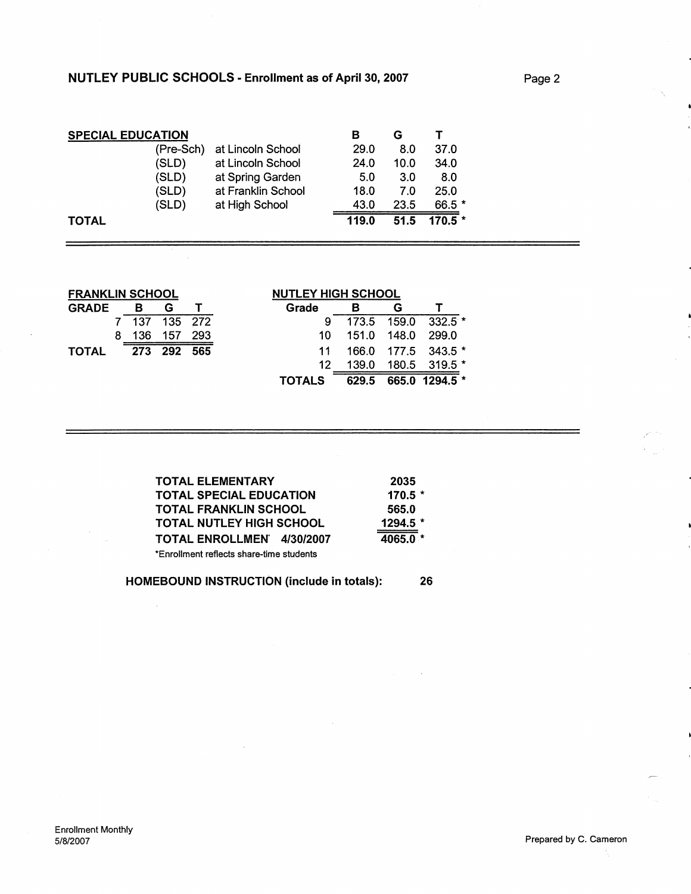## NUTLEY PUBLIC SCHOOLS - Enrollment as of April 30, 2007

| SPECIAL EDUCATION | | | B | G | T |
|---|---|---|---|---|---|
| | (Pre-Sch) | at Lincoln School | 29.0 | 8.0 | 37.0 |
| | (SLD) | at Lincoln School | 24.0 | 10.0 | 34.0 |
| | (SLD) | at Spring Garden | 5.0 | 3.0 | 8.0 |
| | (SLD) | at Franklin School | 18.0 | 7.0 | 25.0 |
| | (SLD) | at High School | 43.0 | 23.5 | 66.5 * |
| **TOTAL** | | | **119.0** | **51.5** | **170.5 *** |

**FRANKLIN SCHOOL**

| GRADE | B | G | T |
|---|---|---|---|
| 7 | 137 | 135 | 272 |
| 8 | 136 | 157 | 293 |
| **TOTAL** | **273** | **292** | **565** |

**NUTLEY HIGH SCHOOL**

| Grade | B | G | T |
|---|---|---|---|
| 9 | 173.5 | 159.0 | 332.5 * |
| 10 | 151.0 | 148.0 | 299.0 |
| 11 | 166.0 | 177.5 | 343.5 * |
| 12 | 139.0 | 180.5 | 319.5 * |
| **TOTALS** | **629.5** | **665.0** | **1294.5 *** |

| | |
|---|---|
| **TOTAL ELEMENTARY** | **2035** |
| **TOTAL SPECIAL EDUCATION** | **170.5 *** |
| **TOTAL FRANKLIN SCHOOL** | **565.0** |
| **TOTAL NUTLEY HIGH SCHOOL** | **1294.5 *** |
| **TOTAL ENROLLMEN' 4/30/2007** | **4065.0 *** |

*Enrollment reflects share-time students

**HOMEBOUND INSTRUCTION (include in totals): 26**

Enrollment Monthly
5/8/2007

Prepared by C. Cameron